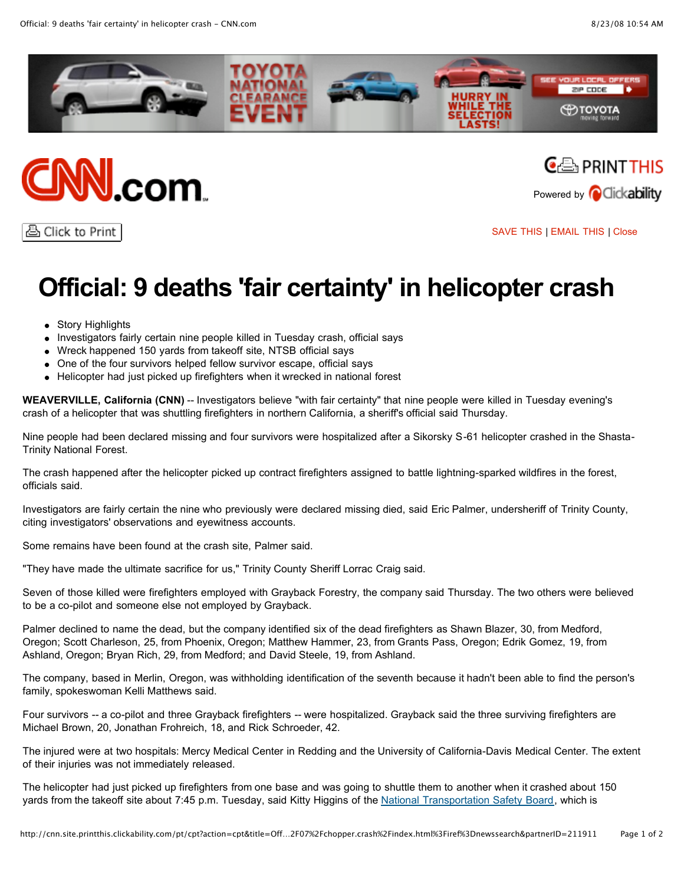# Official: 9 deaths 'fair certainty' in helicopter crash

- Story Highlights
- Investigators fairly certain nine people killed in Tuesday crash, official says
- Wreck happened 150 yards from takeoff site, NTSB official says
- One of the four survivors helped fellow survivor escape, official says
- Helicopter had just picked up firefighters when it wrecked in national forest

**WEAVERVILLE, California (CNN)** -- Investigators believe "with fair certainty" that nine people were killed in Tuesday evening's crash of a helicopter that was shuttling firefighters in northern California, a sheriff's official said Thursday.

Nine people had been declared missing and four survivors were hospitalized after a Sikorsky S-61 helicopter crashed in the Shasta-Trinity National Forest.

The crash happened after the helicopter picked up contract firefighters assigned to battle lightning-sparked wildfires in the forest, officials said.

Investigators are fairly certain the nine who previously were declared missing died, said Eric Palmer, undersheriff of Trinity County, citing investigators' observations and eyewitness accounts.

Some remains have been found at the crash site, Palmer said.

"They have made the ultimate sacrifice for us," Trinity County Sheriff Lorrac Craig said.

Seven of those killed were firefighters employed with Grayback Forestry, the company said Thursday. The two others were believed to be a co-pilot and someone else not employed by Grayback.

Palmer declined to name the dead, but the company identified six of the dead firefighters as Shawn Blazer, 30, from Medford, Oregon; Scott Charleson, 25, from Phoenix, Oregon; Matthew Hammer, 23, from Grants Pass, Oregon; Edrik Gomez, 19, from Ashland, Oregon; Bryan Rich, 29, from Medford; and David Steele, 19, from Ashland.

The company, based in Merlin, Oregon, was withholding identification of the seventh because it hadn't been able to find the person's family, spokeswoman Kelli Matthews said.

Four survivors -- a co-pilot and three Grayback firefighters -- were hospitalized. Grayback said the three surviving firefighters are Michael Brown, 20, Jonathan Frohreich, 18, and Rick Schroeder, 42.

The injured were at two hospitals: Mercy Medical Center in Redding and the University of California-Davis Medical Center. The extent of their injuries was not immediately released.

The helicopter had just picked up firefighters from one base and was going to shuttle them to another when it crashed about 150 yards from the takeoff site about 7:45 p.m. Tuesday, said Kitty Higgins of the National Transportation Safety Board, which is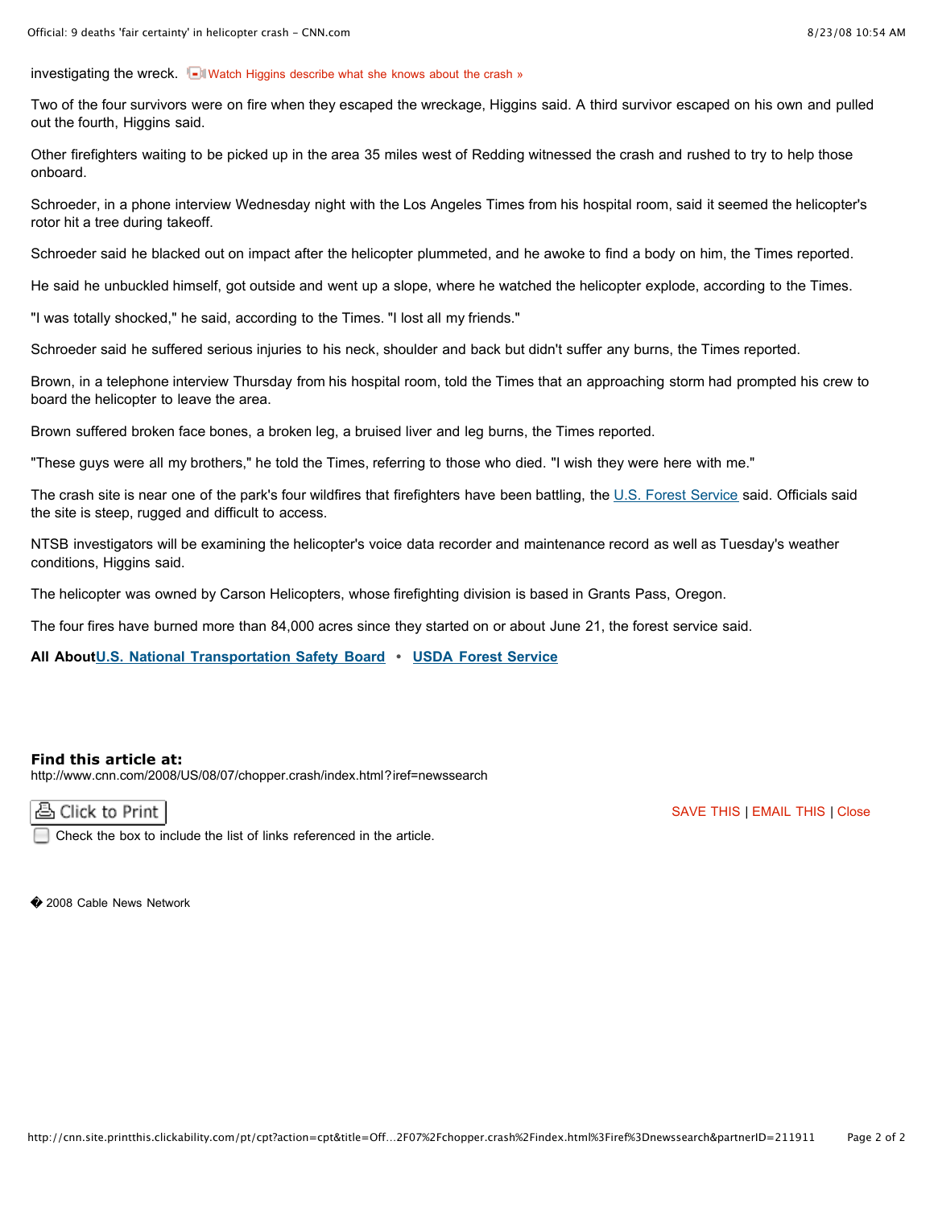investigating the wreck. Watch Higgins describe what she knows about the crash »

Two of the four survivors were on fire when they escaped the wreckage, Higgins said. A third survivor escaped on his own and pulled out the fourth, Higgins said.

Other firefighters waiting to be picked up in the area 35 miles west of Redding witnessed the crash and rushed to try to help those onboard.

Schroeder, in a phone interview Wednesday night with the Los Angeles Times from his hospital room, said it seemed the helicopter's rotor hit a tree during takeoff.

Schroeder said he blacked out on impact after the helicopter plummeted, and he awoke to find a body on him, the Times reported.

He said he unbuckled himself, got outside and went up a slope, where he watched the helicopter explode, according to the Times.

"I was totally shocked," he said, according to the Times. "I lost all my friends."

Schroeder said he suffered serious injuries to his neck, shoulder and back but didn't suffer any burns, the Times reported.

Brown, in a telephone interview Thursday from his hospital room, told the Times that an approaching storm had prompted his crew to board the helicopter to leave the area.

Brown suffered broken face bones, a broken leg, a bruised liver and leg burns, the Times reported.

"These guys were all my brothers," he told the Times, referring to those who died. "I wish they were here with me."

The crash site is near one of the park's four wildfires that firefighters have been battling, the U.S. Forest Service said. Officials said the site is steep, rugged and difficult to access.

NTSB investigators will be examining the helicopter's voice data recorder and maintenance record as well as Tuesday's weather conditions, Higgins said.

The helicopter was owned by Carson Helicopters, whose firefighting division is based in Grants Pass, Oregon.

The four fires have burned more than 84,000 acres since they started on or about June 21, the forest service said.

**All About** U.S. National Transportation Safety Board • USDA Forest Service

**Find this article at:**
http://www.cnn.com/2008/US/08/07/chopper.crash/index.html?iref=newssearch

Click to Print

SAVE THIS | EMAIL THIS | Close

Check the box to include the list of links referenced in the article.

� 2008 Cable News Network